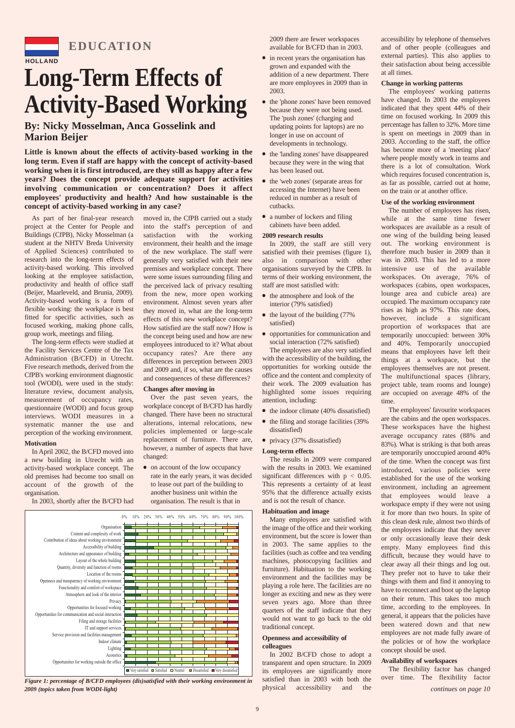HOLLAND

EDUCATION

# Long-Term Effects of Activity-Based Working

## By: Nicky Mosselman, Anca Gosselink and Marion Beijer

**Little is known about the effects of activity-based working in the long term. Even if staff are happy with the concept of activity-based working when it is first introduced, are they still as happy after a few years? Does the concept provide adequate support for activities involving communication or concentration? Does it affect employees' productivity and health? And how sustainable is the concept of activity-based working in any case?**

As part of her final-year research project at the Center for People and Buildings (CfPB), Nicky Mosselman (a student at the NHTV Breda University of Applied Sciences) contributed to research into the long-term effects of activity-based working. This involved looking at the employee satisfaction, productivity and health of office staff (Beijer, Maarleveld, and Brunia, 2009). Activity-based working is a form of flexible working: the workplace is best fitted for specific activities, such as focused working, making phone calls, group work, meetings and filing.

The long-term effects were studied at the Facility Services Centre of the Tax Administration (B/CFD) in Utrecht. Five research methods, derived from the CfPB's working environment diagnostic tool (WODI), were used in the study: literature review, document analysis, measurement of occupancy rates, questionnaire (WODI) and focus group interviews. WODI measures in a systematic manner the use and perception of the working environment.

### Motivation

In April 2002, the B/CFD moved into a new building in Utrecht with an activity-based workplace concept. The old premises had become too small on account of the growth of the organisation.

In 2003, shortly after the B/CFD had moved in, the CfPB carried out a study into the staff's perception of and satisfaction with the working environment, their health and the image of the new workplace. The staff were generally very satisfied with their new premises and workplace concept. There were some issues surrounding filing and the perceived lack of privacy resulting from the new, more open working environment. Almost seven years after they moved in, what are the long-term effects of this new workplace concept? How satisfied are the staff now? How is the concept being used and how are new employees introduced to it? What about occupancy rates? Are there any differences in perception between 2003 and 2009 and, if so, what are the causes and consequences of these differences?

### Changes after moving in

Over the past seven years, the workplace concept of B/CFD has hardly changed. There have been no structural alterations, internal relocations, new policies implemented or large-scale replacement of furniture. There are, however, a number of aspects that have changed:

- on account of the low occupancy rate in the early years, it was decided to lease out part of the building to another business unit within the organisation. The result is that in 2009 there are fewer workspaces available for B/CFD than in 2003.
- in recent years the organisation has grown and expanded with the addition of a new department. There are more employees in 2009 than in 2003.
- the 'phone zones' have been removed because they were not being used. The 'push zones' (charging and updating points for laptops) are no longer in use on account of developments in technology.
- the 'landing zones' have disappeared because they were in the wing that has been leased out.
- the 'web zones' (separate areas for accessing the Internet) have been reduced in number as a result of cutbacks.
- a number of lockers and filing cabinets have been added.

### 2009 research results

In 2009, the staff are still very satisfied with their premises (figure 1), also in comparison with other organisations surveyed by the CfPB. In terms of their working environment, the staff are most satisfied with:

- the atmosphere and look of the interior (79% satisfied)
- the layout of the building (77% satisfied)
- opportunities for communication and social interaction (72% satisfied)

The employees are also very satisfied with the accessibility of the building, the opportunities for working outside the office and the content and complexity of their work. The 2009 evaluation has highlighted some issues requiring attention, including:

- the indoor climate (40% dissatisfied)
- the filing and storage facilities (39% dissatisfied)
- privacy (37% dissatisfied)

Organisation
Content and complexity of work
Contribution of ideas about working environment
Accessibility of building
Architecture and appearance of building
Layout of the whole building
Quantity, diversity and function of rooms
Location of the rooms
Openness and transparency of working environment
Functionality and comfort of workspace
Atmosphere and look of the interior
Privacy
Opportunities for focused working
Opportunities for communication and social interaction
Filing and storage facilities
IT and support services
Service provision and facilities management
Indoor climate
Lighting
Acoustics
Opportunities for working outside the office

0% 10% 20% 30% 40% 50% 60% 70% 80% 90% 100%

Very satisfied | Satisfied | Neutral | Dissatisfied | Very dissatisfied

*Figure 1: percentage of B/CFD employees (dis)satisfied with their working environment in 2009 (topics taken from WODI-light)*

### Long-term effects

The results in 2009 were compared with the results in 2003. We examined significant differences with $p < 0.05$. This represents a certainty of at least 95% that the difference actually exists and is not the result of chance.

### Habituation and image

Many employees are satisfied with the image of the office and their working environment, but the score is lower than in 2003. The same applies to the facilities (such as coffee and tea vending machines, photocopying facilities and furniture). Habituation to the working environment and the facilities may be playing a role here. The facilities are no longer as exciting and new as they were seven years ago. More than three quarters of the staff indicate that they would not want to go back to the old traditional concept.

### Openness and accessibility of colleagues

In 2002 B/CFD chose to adopt a transparent and open structure. In 2009 its employees are significantly more satisfied than in 2003 with both the physical accessibility and the accessibility by telephone of themselves and of other people (colleagues and external parties). This also applies to their satisfaction about being accessible at all times.

### Change in working patterns

The employees' working patterns have changed. In 2003 the employees indicated that they spent 44% of their time on focused working. In 2009 this percentage has fallen to 32%. More time is spent on meetings in 2009 than in 2003. According to the staff, the office has become more of a 'meeting place' where people mostly work in teams and there is a lot of consultation. Work which requires focused concentration is, as far as possible, carried out at home, on the train or at another office.

### Use of the working environment

The number of employees has risen, while at the same time fewer workspaces are available as a result of one wing of the building being leased out. The working environment is therefore much busier in 2009 than it was in 2003. This has led to a more intensive use of the available workspaces. On average, 76% of workspaces (cabins, open workspaces, lounge area and cubicle area) are occupied. The maximum occupancy rate rises as high as 97%. This rate does, however, include a significant proportion of workspaces that are temporarily unoccupied: between 30% and 40%. Temporarily unoccupied means that employees have left their things at a workspace, but the employees themselves are not present. The multifunctional spaces (library, project table, team rooms and lounge) are occupied on average 48% of the time.

The employees' favourite workspaces are the cabins and the open workspaces. These workspaces have the highest average occupancy rates (88% and 83%). What is striking is that both areas are temporarily unoccupied around 40% of the time. When the concept was first introduced, various policies were established for the use of the working environment, including an agreement that employees would leave a workspace empty if they were not using it for more than two hours. In spite of this clean desk rule, almost two thirds of the employees indicate that they never or only occasionally leave their desk empty. Many employees find this difficult, because they would have to clear away all their things and log out. They prefer not to have to take their things with them and find it annoying to have to reconnect and boot up the laptop on their return. This takes too much time, according to the employees. In general, it appears that the policies have been watered down and that new employees are not made fully aware of the policies or of how the workplace concept should be used.

### Availability of workspaces

The flexibility factor has changed over time. The flexibility factor

*continues on page 10*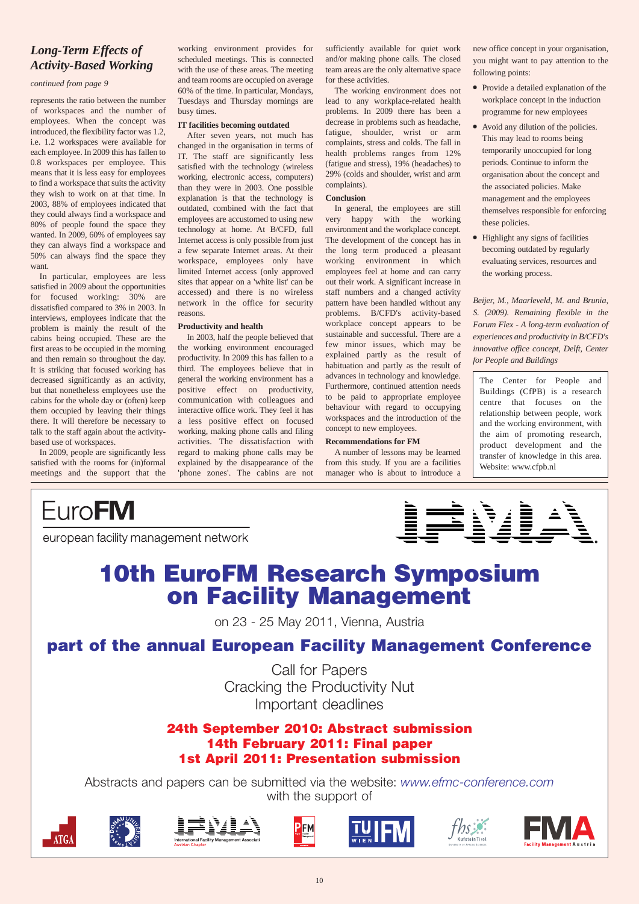## *Long-Term Effects of Activity-Based Working*

*continued from page 9*

represents the ratio between the number of workspaces and the number of employees. When the concept was introduced, the flexibility factor was 1.2, i.e. 1.2 workspaces were available for each employee. In 2009 this has fallen to 0.8 workspaces per employee. This means that it is less easy for employees to find a workspace that suits the activity they wish to work on at that time. In 2003, 88% of employees indicated that they could always find a workspace and 80% of people found the space they wanted. In 2009, 60% of employees say they can always find a workspace and 50% can always find the space they want.

In particular, employees are less satisfied in 2009 about the opportunities for focused working: 30% are dissatisfied compared to 3% in 2003. In interviews, employees indicate that the problem is mainly the result of the cabins being occupied. These are the first areas to be occupied in the morning and then remain so throughout the day. It is striking that focused working has decreased significantly as an activity, but that nonetheless employees use the cabins for the whole day or (often) keep them occupied by leaving their things there. It will therefore be necessary to talk to the staff again about the activity-based use of workspaces.

In 2009, people are significantly less satisfied with the rooms for (in)formal meetings and the support that the working environment provides for scheduled meetings. This is connected with the use of these areas. The meeting and team rooms are occupied on average 60% of the time. In particular, Mondays, Tuesdays and Thursday mornings are busy times.

**IT facilities becoming outdated**

After seven years, not much has changed in the organisation in terms of IT. The staff are significantly less satisfied with the technology (wireless working, electronic access, computers) than they were in 2003. One possible explanation is that the technology is outdated, combined with the fact that employees are accustomed to using new technology at home. At B/CFD, full Internet access is only possible from just a few separate Internet areas. At their workspace, employees only have limited Internet access (only approved sites that appear on a 'white list' can be accessed) and there is no wireless network in the office for security reasons.

**Productivity and health**

In 2003, half the people believed that the working environment encouraged productivity. In 2009 this has fallen to a third. The employees believe that in general the working environment has a positive effect on productivity, communication with colleagues and interactive office work. They feel it has a less positive effect on focused working, making phone calls and filing activities. The dissatisfaction with regard to making phone calls may be explained by the disappearance of the 'phone zones'. The cabins are not sufficiently available for quiet work and/or making phone calls. The closed team areas are the only alternative space for these activities.

The working environment does not lead to any workplace-related health problems. In 2009 there has been a decrease in problems such as headache, fatigue, shoulder, wrist or arm complaints, stress and colds. The fall in health problems ranges from 12% (fatigue and stress), 19% (headaches) to 29% (colds and shoulder, wrist and arm complaints).

**Conclusion**

In general, the employees are still very happy with the working environment and the workplace concept. The development of the concept has in the long term produced a pleasant working environment in which employees feel at home and can carry out their work. A significant increase in staff numbers and a changed activity pattern have been handled without any problems. B/CFD's activity-based workplace concept appears to be sustainable and successful. There are a few minor issues, which may be explained partly as the result of habituation and partly as the result of advances in technology and knowledge. Furthermore, continued attention needs to be paid to appropriate employee behaviour with regard to occupying workspaces and the introduction of the concept to new employees.

**Recommendations for FM**

A number of lessons may be learned from this study. If you are a facilities manager who is about to introduce a new office concept in your organisation, you might want to pay attention to the following points:

- Provide a detailed explanation of the workplace concept in the induction programme for new employees
- Avoid any dilution of the policies. This may lead to rooms being temporarily unoccupied for long periods. Continue to inform the organisation about the concept and the associated policies. Make management and the employees themselves responsible for enforcing these policies.
- Highlight any signs of facilities becoming outdated by regularly evaluating services, resources and the working process.

*Beijer, M., Maarleveld, M. and Brunia, S. (2009). Remaining flexible in the Forum Flex - A long-term evaluation of experiences and productivity in B/CFD's innovative office concept, Delft, Center for People and Buildings*

The Center for People and Buildings (CfPB) is a research centre that focuses on the relationship between people, work and the working environment, with the aim of promoting research, product development and the transfer of knowledge in this area. Website: www.cfpb.nl

---

EuroFM

european facility management network

IFMA

# 10th EuroFM Research Symposium on Facility Management

on 23 - 25 May 2011, Vienna, Austria

## part of the annual European Facility Management Conference

Call for Papers
Cracking the Productivity Nut
Important deadlines

**24th September 2010: Abstract submission**
**14th February 2011: Final paper**
**1st April 2011: Presentation submission**

Abstracts and papers can be submitted via the website: *www.efmc-conference.com*
with the support of

ATGA · Donau Universität Krems · IFMA International Facility Management Association Austrian Chapter · PFM · TU Wien IFM · fhs Kufstein Tirol · FMA Facility Management Austria